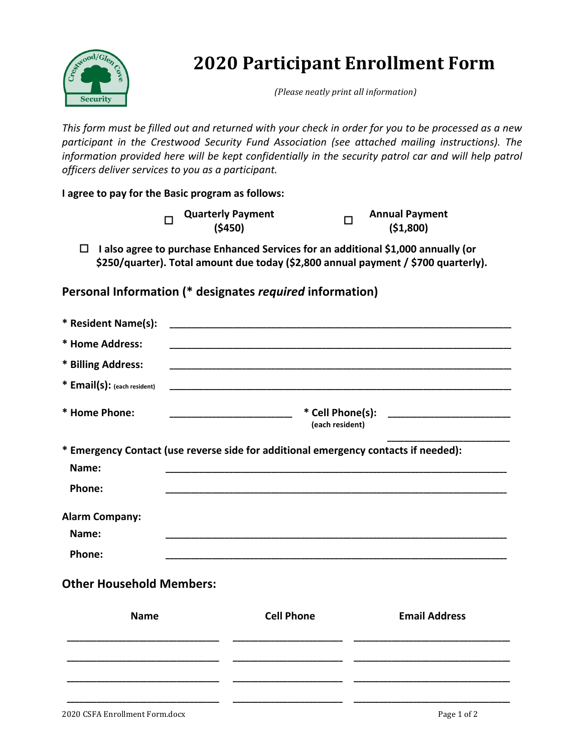# 2020 Participant Enrollment Form

*(Please neatly print all information)*

*This form must be filled out and returned with your check in order for you to be processed as a new participant in the Crestwood Security Fund Association (see attached mailing instructions). The information provided here will be kept confidentially in the security patrol car and will help patrol officers deliver services to you as a participant.*

**I agree to pay for the Basic program as follows:**

☐ **Quarterly Payment ($450)** ☐ **Annual Payment ($1,800)**

☐ **I also agree to purchase Enhanced Services for an additional $1,000 annually (or $250/quarter). Total amount due today ($2,800 annual payment / $700 quarterly).**

## Personal Information (* designates *required* information)

**\* Resident Name(s):** ________________________________________

**\* Home Address:** ________________________________________

**\* Billing Address:** ________________________________________

**\* Email(s):** (each resident) ________________________________________

**\* Home Phone:** ____________________ **\* Cell Phone(s):** (each resident) ____________________ ____________________

**\* Emergency Contact (use reverse side for additional emergency contacts if needed):**

**Name:** ________________________________________

**Phone:** ________________________________________

**Alarm Company:**

**Name:** ________________________________________

**Phone:** ________________________________________

## Other Household Members:

| Name | Cell Phone | Email Address |
|---|---|---|
| | | |
| | | |
| | | |
| | | |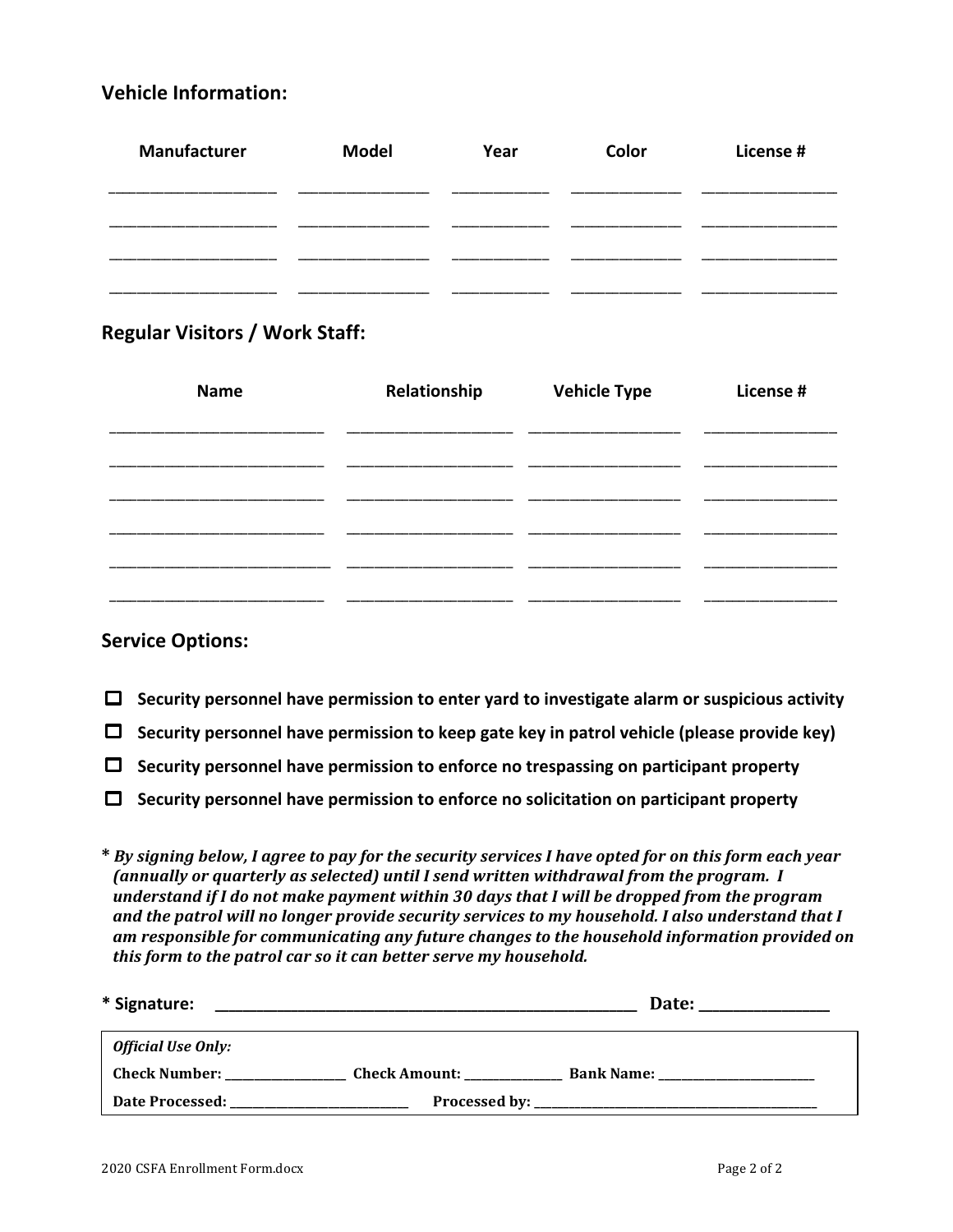## Vehicle Information:

| Manufacturer | Model | Year | Color | License # |
|---|---|---|---|---|
| | | | | |
| | | | | |
| | | | | |
| | | | | |

## Regular Visitors / Work Staff:

| Name | Relationship | Vehicle Type | License # |
|---|---|---|---|
| | | | |
| | | | |
| | | | |
| | | | |
| | | | |
| | | | |

## Service Options:

- ☐ **Security personnel have permission to enter yard to investigate alarm or suspicious activity**
- ☐ **Security personnel have permission to keep gate key in patrol vehicle (please provide key)**
- ☐ **Security personnel have permission to enforce no trespassing on participant property**
- ☐ **Security personnel have permission to enforce no solicitation on participant property**

\* ***By signing below, I agree to pay for the security services I have opted for on this form each year (annually or quarterly as selected) until I send written withdrawal from the program. I understand if I do not make payment within 30 days that I will be dropped from the program and the patrol will no longer provide security services to my household. I also understand that I am responsible for communicating any future changes to the household information provided on this form to the patrol car so it can better serve my household.***

**\* Signature:** ______________________________ **Date:** _______________

---

***Official Use Only:***

**Check Number:** _______________ **Check Amount:** _______________ **Bank Name:** _______________

**Date Processed:** _______________ **Processed by:** _______________

---